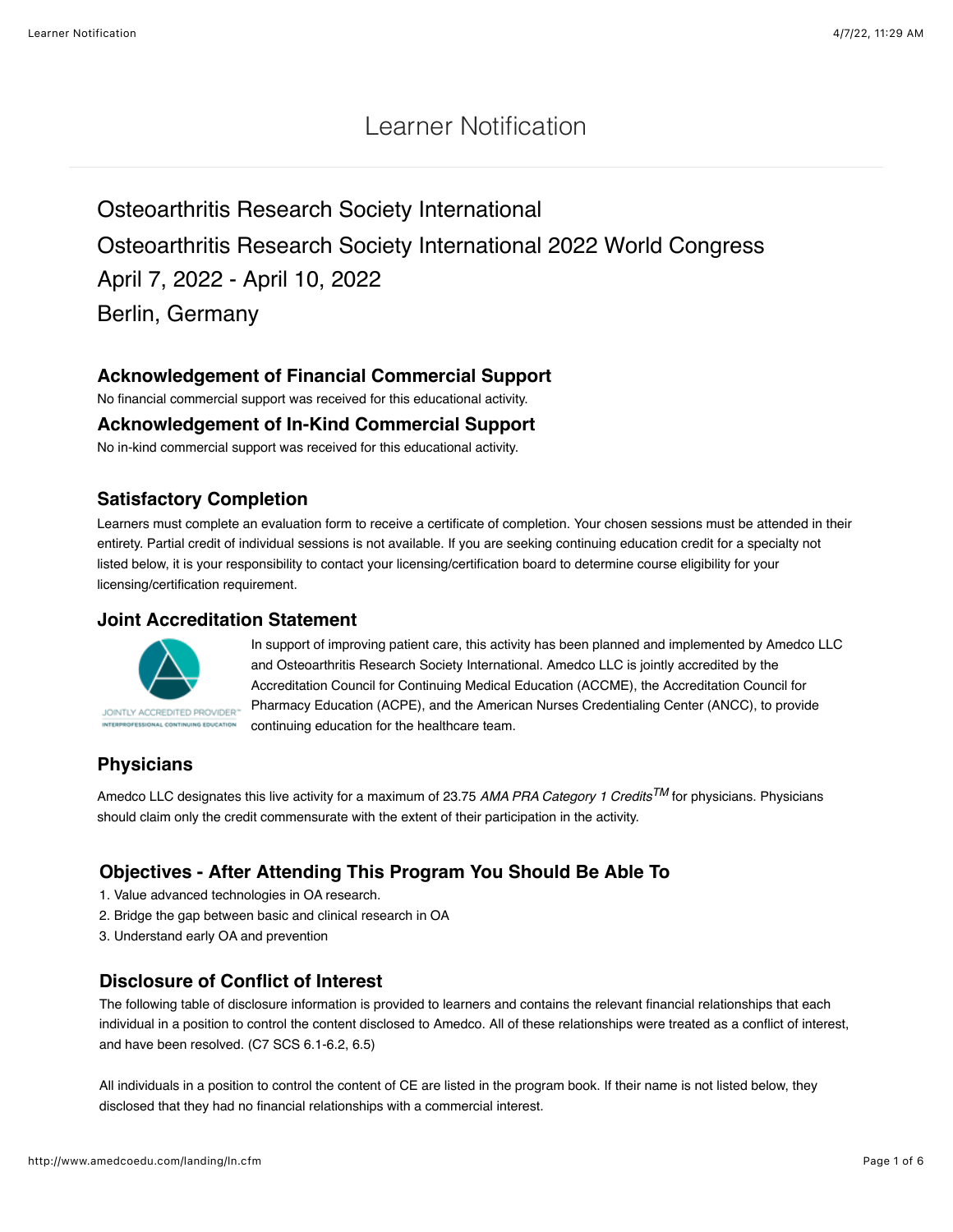# Learner Notification

## Osteoarthritis Research Society International

## Osteoarthritis Research Society International 2022 World Congress

## April 7, 2022 - April 10, 2022

## Berlin, Germany

### Acknowledgement of Financial Commercial Support

No financial commercial support was received for this educational activity.

### Acknowledgement of In-Kind Commercial Support

No in-kind commercial support was received for this educational activity.

### Satisfactory Completion

Learners must complete an evaluation form to receive a certificate of completion. Your chosen sessions must be attended in their entirety. Partial credit of individual sessions is not available. If you are seeking continuing education credit for a specialty not listed below, it is your responsibility to contact your licensing/certification board to determine course eligibility for your licensing/certification requirement.

### Joint Accreditation Statement

JOINTLY ACCREDITED PROVIDER™
INTERPROFESSIONAL CONTINUING EDUCATION

In support of improving patient care, this activity has been planned and implemented by Amedco LLC and Osteoarthritis Research Society International. Amedco LLC is jointly accredited by the Accreditation Council for Continuing Medical Education (ACCME), the Accreditation Council for Pharmacy Education (ACPE), and the American Nurses Credentialing Center (ANCC), to provide continuing education for the healthcare team.

### Physicians

Amedco LLC designates this live activity for a maximum of 23.75 *AMA PRA Category 1 Credits*™ for physicians. Physicians should claim only the credit commensurate with the extent of their participation in the activity.

### Objectives - After Attending This Program You Should Be Able To

1. Value advanced technologies in OA research.
2. Bridge the gap between basic and clinical research in OA
3. Understand early OA and prevention

### Disclosure of Conflict of Interest

The following table of disclosure information is provided to learners and contains the relevant financial relationships that each individual in a position to control the content disclosed to Amedco. All of these relationships were treated as a conflict of interest, and have been resolved. (C7 SCS 6.1-6.2, 6.5)

All individuals in a position to control the content of CE are listed in the program book. If their name is not listed below, they disclosed that they had no financial relationships with a commercial interest.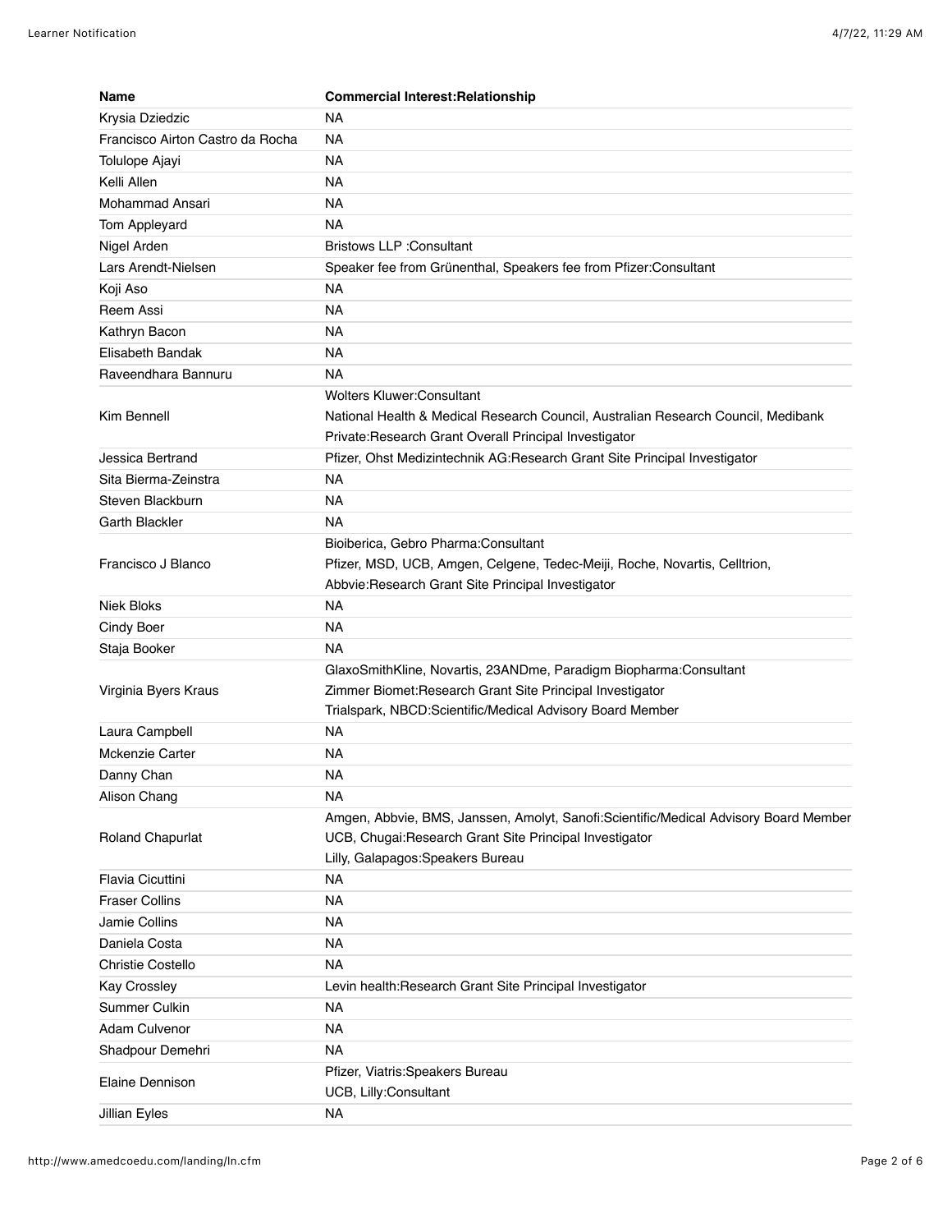| Name | Commercial Interest:Relationship |
| --- | --- |
| Krysia Dziedzic | NA |
| Francisco Airton Castro da Rocha | NA |
| Tolulope Ajayi | NA |
| Kelli Allen | NA |
| Mohammad Ansari | NA |
| Tom Appleyard | NA |
| Nigel Arden | Bristows LLP :Consultant |
| Lars Arendt-Nielsen | Speaker fee from Grünenthal, Speakers fee from Pfizer:Consultant |
| Koji Aso | NA |
| Reem Assi | NA |
| Kathryn Bacon | NA |
| Elisabeth Bandak | NA |
| Raveendhara Bannuru | NA |
| Kim Bennell | Wolters Kluwer:Consultant<br>National Health & Medical Research Council, Australian Research Council, Medibank Private:Research Grant Overall Principal Investigator |
| Jessica Bertrand | Pfizer, Ohst Medizintechnik AG:Research Grant Site Principal Investigator |
| Sita Bierma-Zeinstra | NA |
| Steven Blackburn | NA |
| Garth Blackler | NA |
| Francisco J Blanco | Bioiberica, Gebro Pharma:Consultant<br>Pfizer, MSD, UCB, Amgen, Celgene, Tedec-Meiji, Roche, Novartis, Celltrion, Abbvie:Research Grant Site Principal Investigator |
| Niek Bloks | NA |
| Cindy Boer | NA |
| Staja Booker | NA |
| Virginia Byers Kraus | GlaxoSmithKline, Novartis, 23ANDme, Paradigm Biopharma:Consultant<br>Zimmer Biomet:Research Grant Site Principal Investigator<br>Trialspark, NBCD:Scientific/Medical Advisory Board Member |
| Laura Campbell | NA |
| Mckenzie Carter | NA |
| Danny Chan | NA |
| Alison Chang | NA |
| Roland Chapurlat | Amgen, Abbvie, BMS, Janssen, Amolyt, Sanofi:Scientific/Medical Advisory Board Member<br>UCB, Chugai:Research Grant Site Principal Investigator<br>Lilly, Galapagos:Speakers Bureau |
| Flavia Cicuttini | NA |
| Fraser Collins | NA |
| Jamie Collins | NA |
| Daniela Costa | NA |
| Christie Costello | NA |
| Kay Crossley | Levin health:Research Grant Site Principal Investigator |
| Summer Culkin | NA |
| Adam Culvenor | NA |
| Shadpour Demehri | NA |
| Elaine Dennison | Pfizer, Viatris:Speakers Bureau<br>UCB, Lilly:Consultant |
| Jillian Eyles | NA |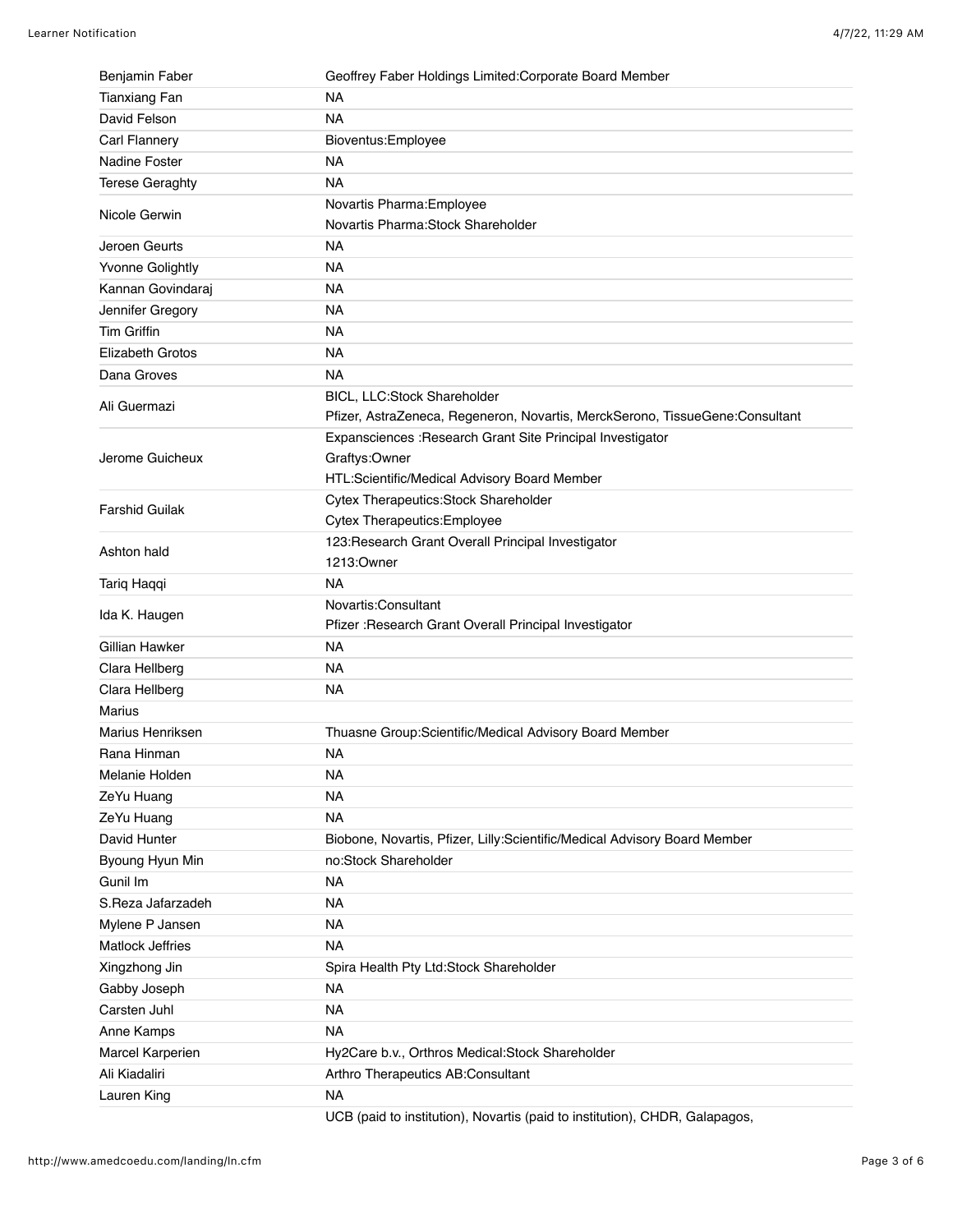| | |
|---|---|
| Benjamin Faber | Geoffrey Faber Holdings Limited:Corporate Board Member |
| Tianxiang Fan | NA |
| David Felson | NA |
| Carl Flannery | Bioventus:Employee |
| Nadine Foster | NA |
| Terese Geraghty | NA |
| Nicole Gerwin | Novartis Pharma:Employee<br>Novartis Pharma:Stock Shareholder |
| Jeroen Geurts | NA |
| Yvonne Golightly | NA |
| Kannan Govindaraj | NA |
| Jennifer Gregory | NA |
| Tim Griffin | NA |
| Elizabeth Grotos | NA |
| Dana Groves | NA |
| Ali Guermazi | BICL, LLC:Stock Shareholder<br>Pfizer, AstraZeneca, Regeneron, Novartis, MerckSerono, TissueGene:Consultant |
| Jerome Guicheux | Expansciences :Research Grant Site Principal Investigator<br>Graftys:Owner<br>HTL:Scientific/Medical Advisory Board Member |
| Farshid Guilak | Cytex Therapeutics:Stock Shareholder<br>Cytex Therapeutics:Employee |
| Ashton hald | 123:Research Grant Overall Principal Investigator<br>1213:Owner |
| Tariq Haqqi | NA |
| Ida K. Haugen | Novartis:Consultant<br>Pfizer :Research Grant Overall Principal Investigator |
| Gillian Hawker | NA |
| Clara Hellberg | NA |
| Clara Hellberg | NA |
| Marius | |
| Marius Henriksen | Thuasne Group:Scientific/Medical Advisory Board Member |
| Rana Hinman | NA |
| Melanie Holden | NA |
| ZeYu Huang | NA |
| ZeYu Huang | NA |
| David Hunter | Biobone, Novartis, Pfizer, Lilly:Scientific/Medical Advisory Board Member |
| Byoung Hyun Min | no:Stock Shareholder |
| Gunil Im | NA |
| S.Reza Jafarzadeh | NA |
| Mylene P Jansen | NA |
| Matlock Jeffries | NA |
| Xingzhong Jin | Spira Health Pty Ltd:Stock Shareholder |
| Gabby Joseph | NA |
| Carsten Juhl | NA |
| Anne Kamps | NA |
| Marcel Karperien | Hy2Care b.v., Orthros Medical:Stock Shareholder |
| Ali Kiadaliri | Arthro Therapeutics AB:Consultant |
| Lauren King | NA |
| | UCB (paid to institution), Novartis (paid to institution), CHDR, Galapagos, |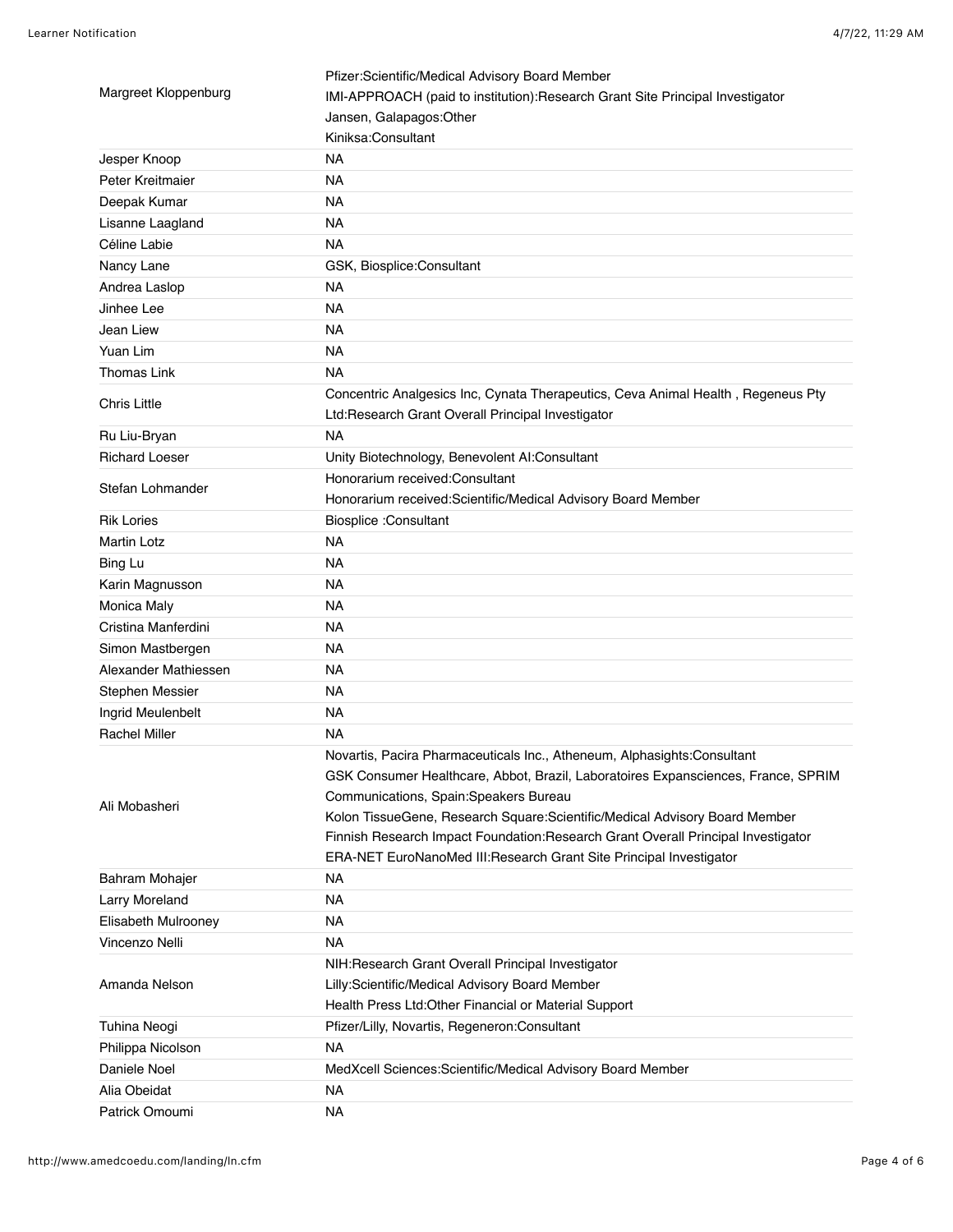| | |
|---|---|
| Margreet Kloppenburg | Pfizer:Scientific/Medical Advisory Board Member<br>IMI-APPROACH (paid to institution):Research Grant Site Principal Investigator<br>Jansen, Galapagos:Other<br>Kiniksa:Consultant |
| Jesper Knoop | NA |
| Peter Kreitmaier | NA |
| Deepak Kumar | NA |
| Lisanne Laagland | NA |
| Céline Labie | NA |
| Nancy Lane | GSK, Biosplice:Consultant |
| Andrea Laslop | NA |
| Jinhee Lee | NA |
| Jean Liew | NA |
| Yuan Lim | NA |
| Thomas Link | NA |
| Chris Little | Concentric Analgesics Inc, Cynata Therapeutics, Ceva Animal Health , Regeneus Pty Ltd:Research Grant Overall Principal Investigator |
| Ru Liu-Bryan | NA |
| Richard Loeser | Unity Biotechnology, Benevolent AI:Consultant |
| Stefan Lohmander | Honorarium received:Consultant<br>Honorarium received:Scientific/Medical Advisory Board Member |
| Rik Lories | Biosplice :Consultant |
| Martin Lotz | NA |
| Bing Lu | NA |
| Karin Magnusson | NA |
| Monica Maly | NA |
| Cristina Manferdini | NA |
| Simon Mastbergen | NA |
| Alexander Mathiessen | NA |
| Stephen Messier | NA |
| Ingrid Meulenbelt | NA |
| Rachel Miller | NA |
| Ali Mobasheri | Novartis, Pacira Pharmaceuticals Inc., Atheneum, Alphasights:Consultant<br>GSK Consumer Healthcare, Abbot, Brazil, Laboratoires Expansciences, France, SPRIM Communications, Spain:Speakers Bureau<br>Kolon TissueGene, Research Square:Scientific/Medical Advisory Board Member<br>Finnish Research Impact Foundation:Research Grant Overall Principal Investigator<br>ERA-NET EuroNanoMed III:Research Grant Site Principal Investigator |
| Bahram Mohajer | NA |
| Larry Moreland | NA |
| Elisabeth Mulrooney | NA |
| Vincenzo Nelli | NA |
| Amanda Nelson | NIH:Research Grant Overall Principal Investigator<br>Lilly:Scientific/Medical Advisory Board Member<br>Health Press Ltd:Other Financial or Material Support |
| Tuhina Neogi | Pfizer/Lilly, Novartis, Regeneron:Consultant |
| Philippa Nicolson | NA |
| Daniele Noel | MedXcell Sciences:Scientific/Medical Advisory Board Member |
| Alia Obeidat | NA |
| Patrick Omoumi | NA |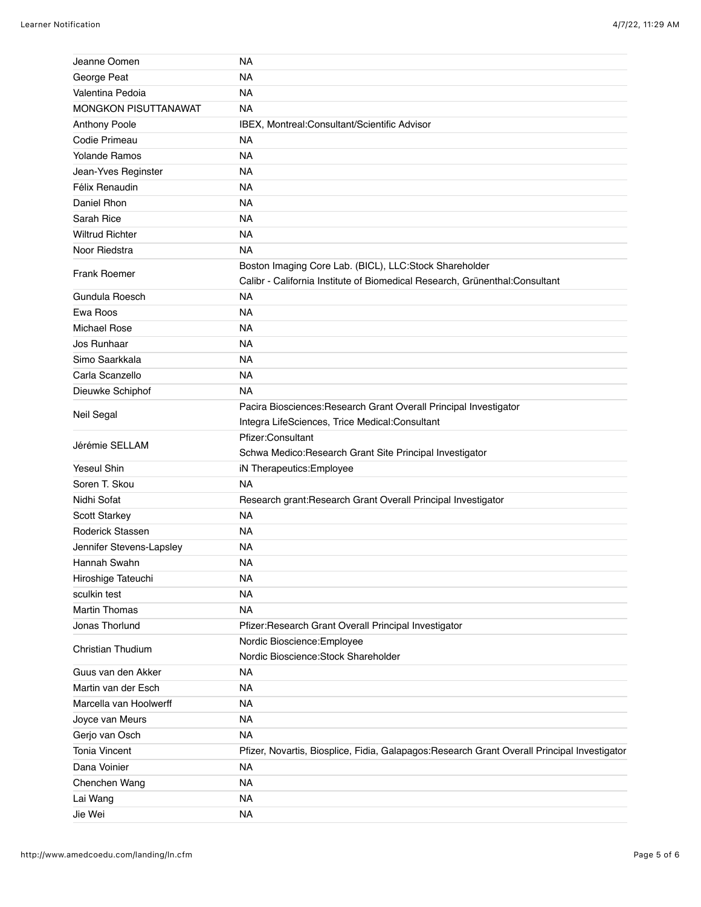| | |
|---|---|
| Jeanne Oomen | NA |
| George Peat | NA |
| Valentina Pedoia | NA |
| MONGKON PISUTTANAWAT | NA |
| Anthony Poole | IBEX, Montreal:Consultant/Scientific Advisor |
| Codie Primeau | NA |
| Yolande Ramos | NA |
| Jean-Yves Reginster | NA |
| Félix Renaudin | NA |
| Daniel Rhon | NA |
| Sarah Rice | NA |
| Wiltrud Richter | NA |
| Noor Riedstra | NA |
| Frank Roemer | Boston Imaging Core Lab. (BICL), LLC:Stock Shareholder<br>Calibr - California Institute of Biomedical Research, Grünenthal:Consultant |
| Gundula Roesch | NA |
| Ewa Roos | NA |
| Michael Rose | NA |
| Jos Runhaar | NA |
| Simo Saarkkala | NA |
| Carla Scanzello | NA |
| Dieuwke Schiphof | NA |
| Neil Segal | Pacira Biosciences:Research Grant Overall Principal Investigator<br>Integra LifeSciences, Trice Medical:Consultant |
| Jérémie SELLAM | Pfizer:Consultant<br>Schwa Medico:Research Grant Site Principal Investigator |
| Yeseul Shin | iN Therapeutics:Employee |
| Soren T. Skou | NA |
| Nidhi Sofat | Research grant:Research Grant Overall Principal Investigator |
| Scott Starkey | NA |
| Roderick Stassen | NA |
| Jennifer Stevens-Lapsley | NA |
| Hannah Swahn | NA |
| Hiroshige Tateuchi | NA |
| sculkin test | NA |
| Martin Thomas | NA |
| Jonas Thorlund | Pfizer:Research Grant Overall Principal Investigator |
| Christian Thudium | Nordic Bioscience:Employee<br>Nordic Bioscience:Stock Shareholder |
| Guus van den Akker | NA |
| Martin van der Esch | NA |
| Marcella van Hoolwerff | NA |
| Joyce van Meurs | NA |
| Gerjo van Osch | NA |
| Tonia Vincent | Pfizer, Novartis, Biosplice, Fidia, Galapagos:Research Grant Overall Principal Investigator |
| Dana Voinier | NA |
| Chenchen Wang | NA |
| Lai Wang | NA |
| Jie Wei | NA |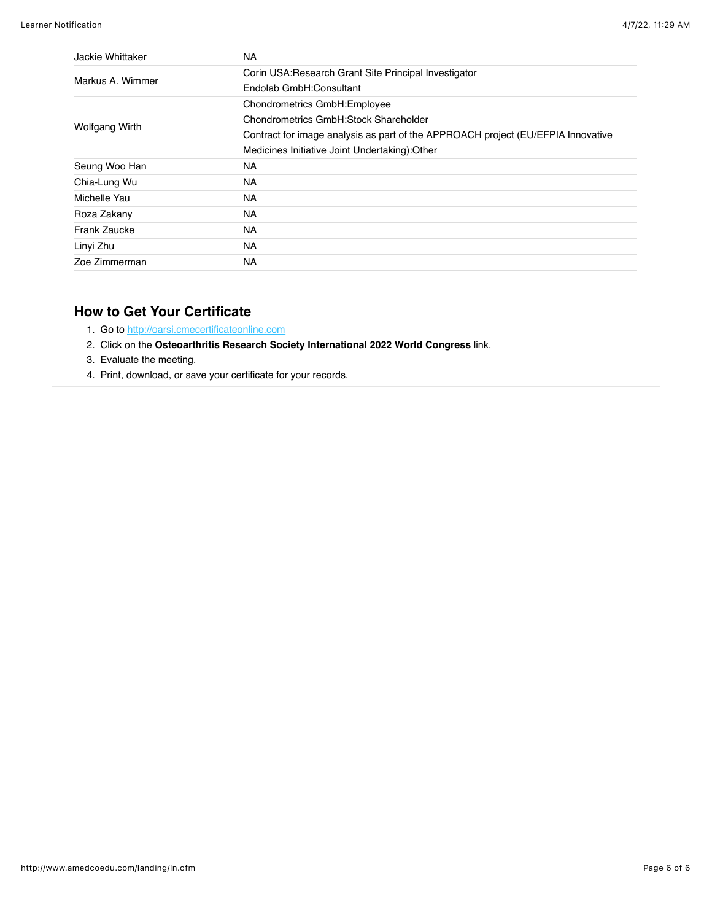| | |
|---|---|
| Jackie Whittaker | NA |
| Markus A. Wimmer | Corin USA:Research Grant Site Principal Investigator<br>Endolab GmbH:Consultant |
| Wolfgang Wirth | Chondrometrics GmbH:Employee<br>Chondrometrics GmbH:Stock Shareholder<br>Contract for image analysis as part of the APPROACH project (EU/EFPIA Innovative Medicines Initiative Joint Undertaking):Other |
| Seung Woo Han | NA |
| Chia-Lung Wu | NA |
| Michelle Yau | NA |
| Roza Zakany | NA |
| Frank Zaucke | NA |
| Linyi Zhu | NA |
| Zoe Zimmerman | NA |

## How to Get Your Certificate

1. Go to http://oarsi.cmecertificateonline.com
2. Click on the **Osteoarthritis Research Society International 2022 World Congress** link.
3. Evaluate the meeting.
4. Print, download, or save your certificate for your records.